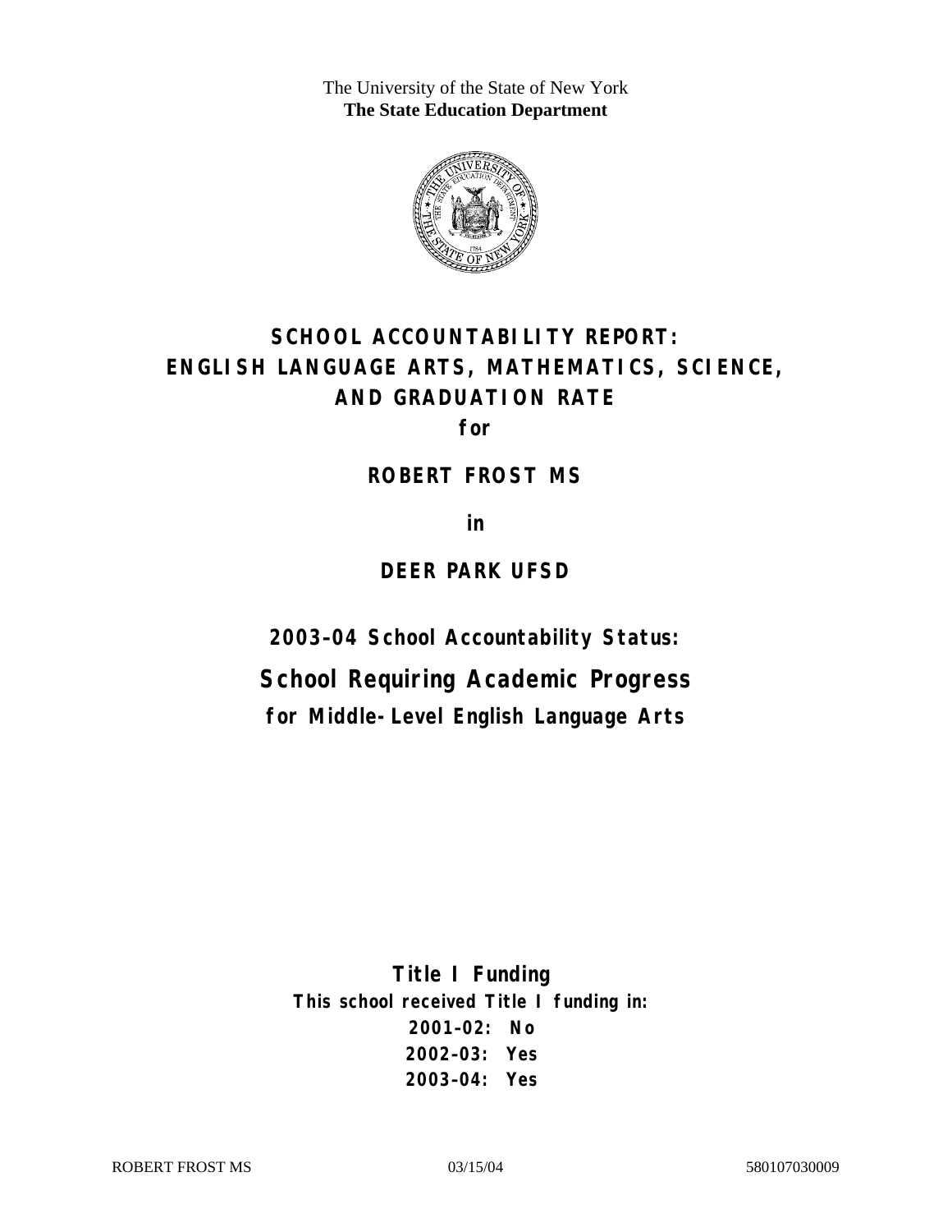The University of the State of New York
**The State Education Department**

# SCHOOL ACCOUNTABILITY REPORT: ENGLISH LANGUAGE ARTS, MATHEMATICS, SCIENCE, AND GRADUATION RATE

**for**

**ROBERT FROST MS**

**in**

**DEER PARK UFSD**

**2003–04 School Accountability Status:**

## School Requiring Academic Progress

**for Middle-Level English Language Arts**

**Title I Funding**

**This school received Title I funding in:**

**2001–02: No**
**2002–03: Yes**
**2003–04: Yes**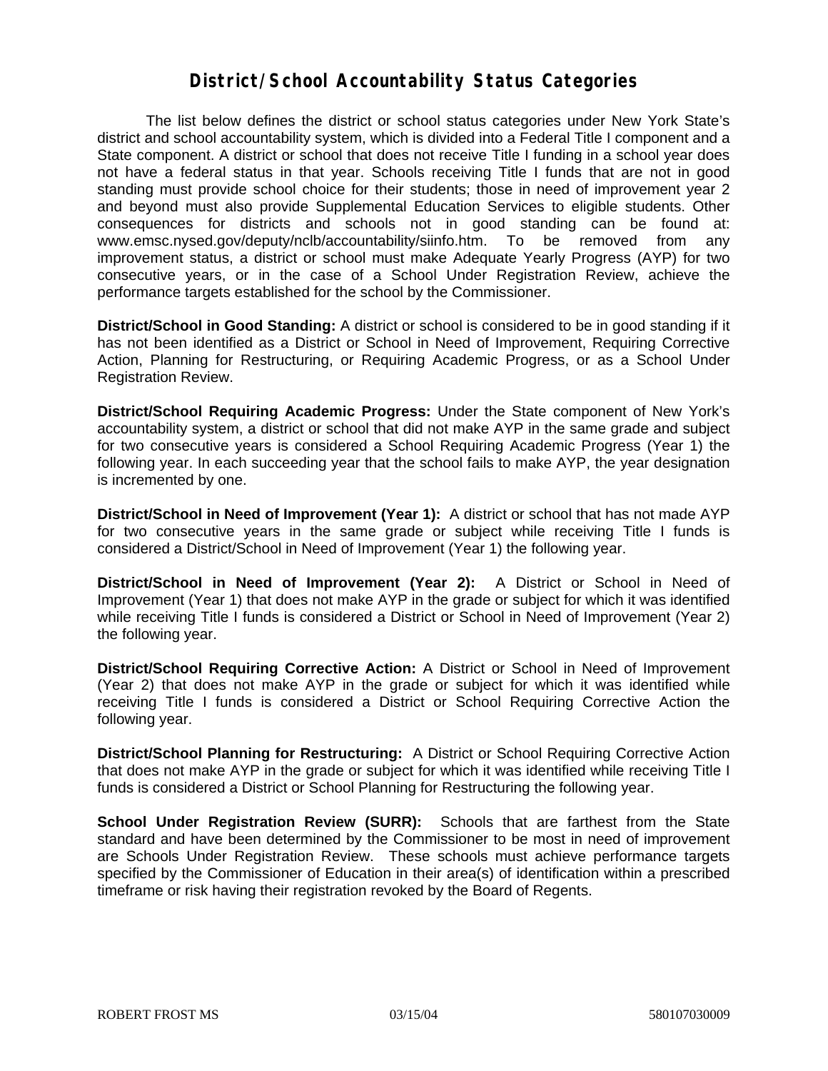# District/School Accountability Status Categories

The list below defines the district or school status categories under New York State's district and school accountability system, which is divided into a Federal Title I component and a State component. A district or school that does not receive Title I funding in a school year does not have a federal status in that year. Schools receiving Title I funds that are not in good standing must provide school choice for their students; those in need of improvement year 2 and beyond must also provide Supplemental Education Services to eligible students. Other consequences for districts and schools not in good standing can be found at: www.emsc.nysed.gov/deputy/nclb/accountability/siinfo.htm. To be removed from any improvement status, a district or school must make Adequate Yearly Progress (AYP) for two consecutive years, or in the case of a School Under Registration Review, achieve the performance targets established for the school by the Commissioner.

**District/School in Good Standing:** A district or school is considered to be in good standing if it has not been identified as a District or School in Need of Improvement, Requiring Corrective Action, Planning for Restructuring, or Requiring Academic Progress, or as a School Under Registration Review.

**District/School Requiring Academic Progress:** Under the State component of New York's accountability system, a district or school that did not make AYP in the same grade and subject for two consecutive years is considered a School Requiring Academic Progress (Year 1) the following year. In each succeeding year that the school fails to make AYP, the year designation is incremented by one.

**District/School in Need of Improvement (Year 1):** A district or school that has not made AYP for two consecutive years in the same grade or subject while receiving Title I funds is considered a District/School in Need of Improvement (Year 1) the following year.

**District/School in Need of Improvement (Year 2):** A District or School in Need of Improvement (Year 1) that does not make AYP in the grade or subject for which it was identified while receiving Title I funds is considered a District or School in Need of Improvement (Year 2) the following year.

**District/School Requiring Corrective Action:** A District or School in Need of Improvement (Year 2) that does not make AYP in the grade or subject for which it was identified while receiving Title I funds is considered a District or School Requiring Corrective Action the following year.

**District/School Planning for Restructuring:** A District or School Requiring Corrective Action that does not make AYP in the grade or subject for which it was identified while receiving Title I funds is considered a District or School Planning for Restructuring the following year.

**School Under Registration Review (SURR):** Schools that are farthest from the State standard and have been determined by the Commissioner to be most in need of improvement are Schools Under Registration Review. These schools must achieve performance targets specified by the Commissioner of Education in their area(s) of identification within a prescribed timeframe or risk having their registration revoked by the Board of Regents.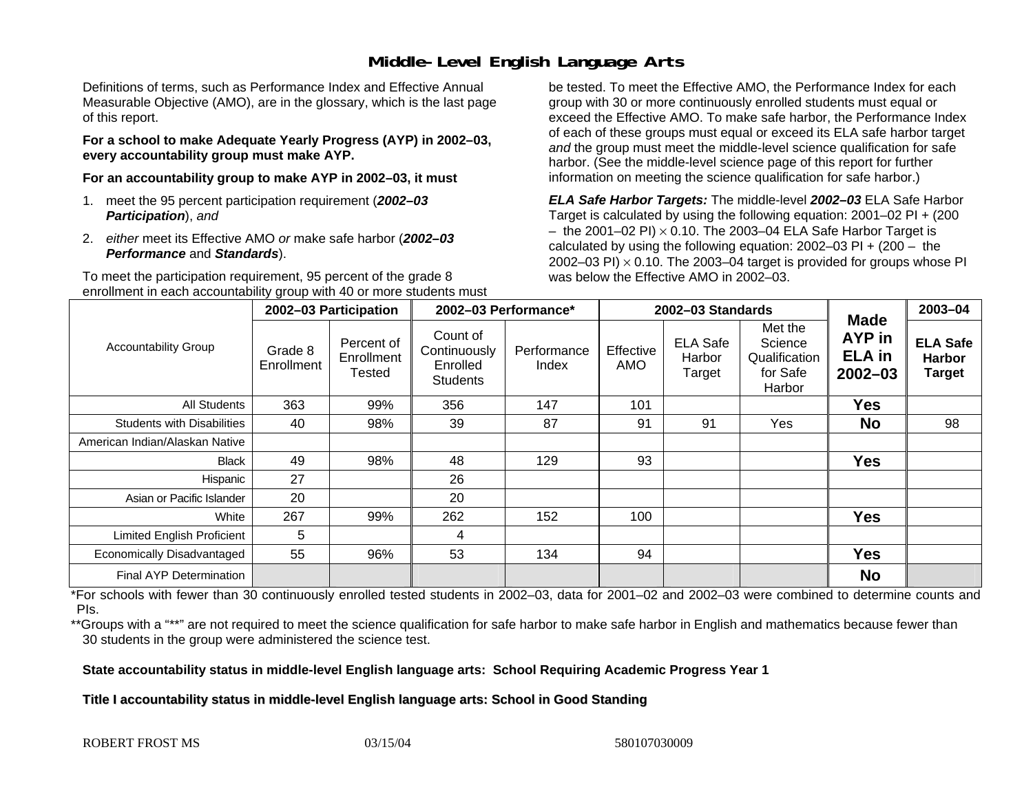# Middle-Level English Language Arts

Definitions of terms, such as Performance Index and Effective Annual Measurable Objective (AMO), are in the glossary, which is the last page of this report.

**For a school to make Adequate Yearly Progress (AYP) in 2002–03, every accountability group must make AYP.**

**For an accountability group to make AYP in 2002–03, it must**

1. meet the 95 percent participation requirement (***2002–03 Participation***), *and*
2. *either* meet its Effective AMO *or* make safe harbor (***2002–03 Performance*** and ***Standards***).

To meet the participation requirement, 95 percent of the grade 8 enrollment in each accountability group with 40 or more students must be tested. To meet the Effective AMO, the Performance Index for each group with 30 or more continuously enrolled students must equal or exceed the Effective AMO. To make safe harbor, the Performance Index of each of these groups must equal or exceed its ELA safe harbor target *and* the group must meet the middle-level science qualification for safe harbor. (See the middle-level science page of this report for further information on meeting the science qualification for safe harbor.)

***ELA Safe Harbor Targets:*** The middle-level ***2002–03*** ELA Safe Harbor Target is calculated by using the following equation: 2001–02 PI + (200 – the 2001–02 PI) $\times$ 0.10. The 2003–04 ELA Safe Harbor Target is calculated by using the following equation: 2002–03 PI + (200 – the 2002–03 PI) $\times$ 0.10. The 2003–04 target is provided for groups whose PI was below the Effective AMO in 2002–03.

| Accountability Group | 2002–03 Participation | | 2002–03 Performance* | | 2002–03 Standards | | | Made AYP in ELA in 2002–03 | 2003–04 |
|---|---|---|---|---|---|---|---|---|---|
| | Grade 8 Enrollment | Percent of Enrollment Tested | Count of Continuously Enrolled Students | Performance Index | Effective AMO | ELA Safe Harbor Target | Met the Science Qualification for Safe Harbor | | ELA Safe Harbor Target |
| All Students | 363 | 99% | 356 | 147 | 101 | | | **Yes** | |
| Students with Disabilities | 40 | 98% | 39 | 87 | 91 | 91 | Yes | **No** | 98 |
| American Indian/Alaskan Native | | | | | | | | | |
| Black | 49 | 98% | 48 | 129 | 93 | | | **Yes** | |
| Hispanic | 27 | | 26 | | | | | | |
| Asian or Pacific Islander | 20 | | 20 | | | | | | |
| White | 267 | 99% | 262 | 152 | 100 | | | **Yes** | |
| Limited English Proficient | 5 | | 4 | | | | | | |
| Economically Disadvantaged | 55 | 96% | 53 | 134 | 94 | | | **Yes** | |
| Final AYP Determination | | | | | | | | **No** | |

*For schools with fewer than 30 continuously enrolled tested students in 2002–03, data for 2001–02 and 2002–03 were combined to determine counts and PIs.

**Groups with a "**" are not required to meet the science qualification for safe harbor to make safe harbor in English and mathematics because fewer than 30 students in the group were administered the science test.

**State accountability status in middle-level English language arts: School Requiring Academic Progress Year 1**

**Title I accountability status in middle-level English language arts: School in Good Standing**

ROBERT FROST MS 03/15/04 580107030009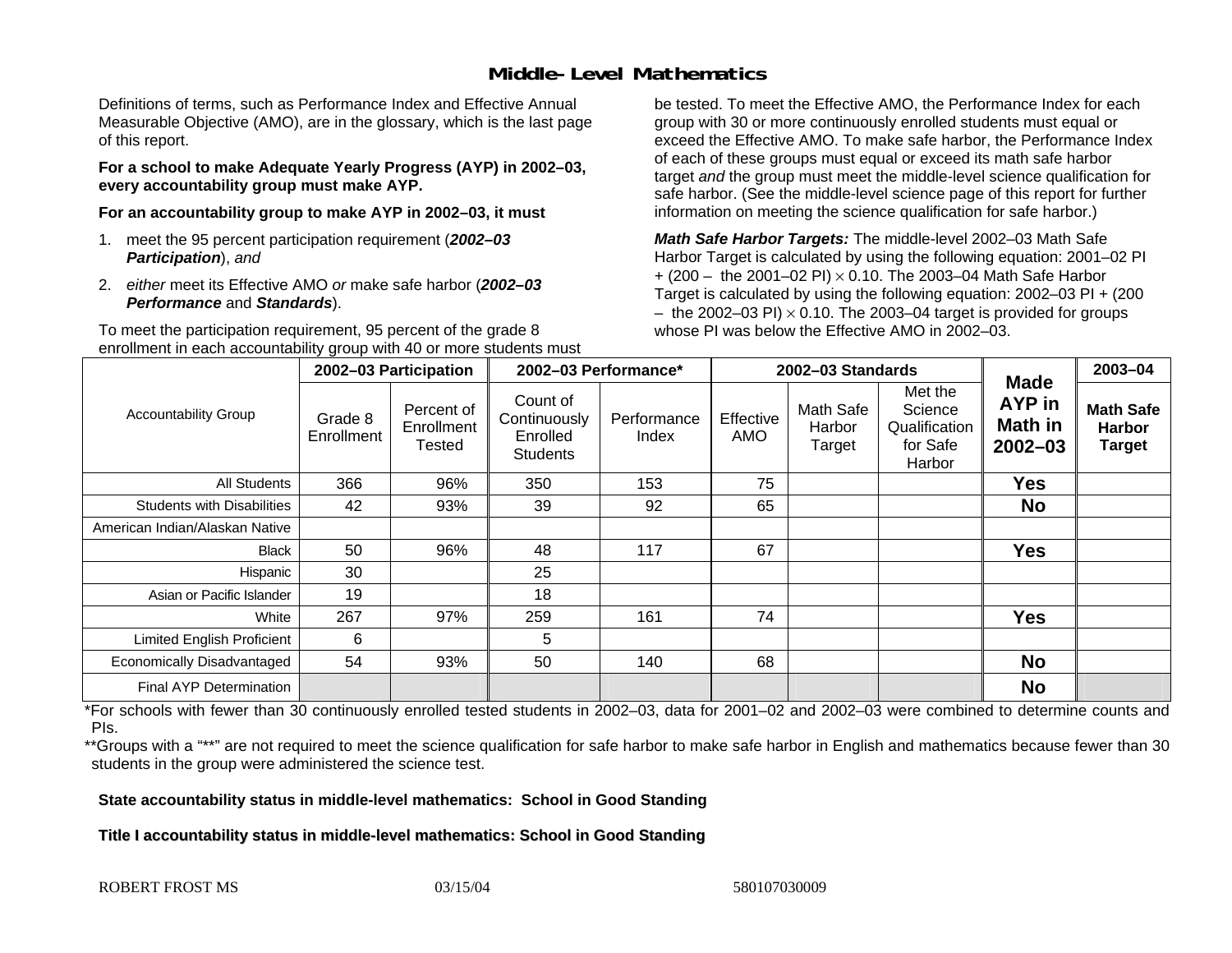# Middle-Level Mathematics

Definitions of terms, such as Performance Index and Effective Annual Measurable Objective (AMO), are in the glossary, which is the last page of this report.

**For a school to make Adequate Yearly Progress (AYP) in 2002–03, every accountability group must make AYP.**

**For an accountability group to make AYP in 2002–03, it must**

1. meet the 95 percent participation requirement (***2002–03 Participation***), *and*
2. *either* meet its Effective AMO *or* make safe harbor (***2002–03 Performance*** and ***Standards***).

To meet the participation requirement, 95 percent of the grade 8 enrollment in each accountability group with 40 or more students must be tested. To meet the Effective AMO, the Performance Index for each group with 30 or more continuously enrolled students must equal or exceed the Effective AMO. To make safe harbor, the Performance Index of each of these groups must equal or exceed its math safe harbor target *and* the group must meet the middle-level science qualification for safe harbor. (See the middle-level science page of this report for further information on meeting the science qualification for safe harbor.)

***Math Safe Harbor Targets:*** The middle-level 2002–03 Math Safe Harbor Target is calculated by using the following equation: 2001–02 PI + (200 – the 2001–02 PI) $\times$ 0.10. The 2003–04 Math Safe Harbor Target is calculated by using the following equation: 2002–03 PI + (200 – the 2002–03 PI) $\times$ 0.10. The 2003–04 target is provided for groups whose PI was below the Effective AMO in 2002–03.

| Accountability Group | 2002–03 Participation | | 2002–03 Performance* | | 2002–03 Standards | | | Made AYP in Math in 2002–03 | 2003–04 |
|---|---|---|---|---|---|---|---|---|---|
| | Grade 8 Enrollment | Percent of Enrollment Tested | Count of Continuously Enrolled Students | Performance Index | Effective AMO | Math Safe Harbor Target | Met the Science Qualification for Safe Harbor | | Math Safe Harbor Target |
| All Students | 366 | 96% | 350 | 153 | 75 | | | Yes | |
| Students with Disabilities | 42 | 93% | 39 | 92 | 65 | | | No | |
| American Indian/Alaskan Native | | | | | | | | | |
| Black | 50 | 96% | 48 | 117 | 67 | | | Yes | |
| Hispanic | 30 | | 25 | | | | | | |
| Asian or Pacific Islander | 19 | | 18 | | | | | | |
| White | 267 | 97% | 259 | 161 | 74 | | | Yes | |
| Limited English Proficient | 6 | | 5 | | | | | | |
| Economically Disadvantaged | 54 | 93% | 50 | 140 | 68 | | | No | |
| Final AYP Determination | | | | | | | | No | |

*For schools with fewer than 30 continuously enrolled tested students in 2002–03, data for 2001–02 and 2002–03 were combined to determine counts and PIs.

**Groups with a "**" are not required to meet the science qualification for safe harbor to make safe harbor in English and mathematics because fewer than 30 students in the group were administered the science test.

**State accountability status in middle-level mathematics: School in Good Standing**

**Title I accountability status in middle-level mathematics: School in Good Standing**

ROBERT FROST MS 03/15/04 580107030009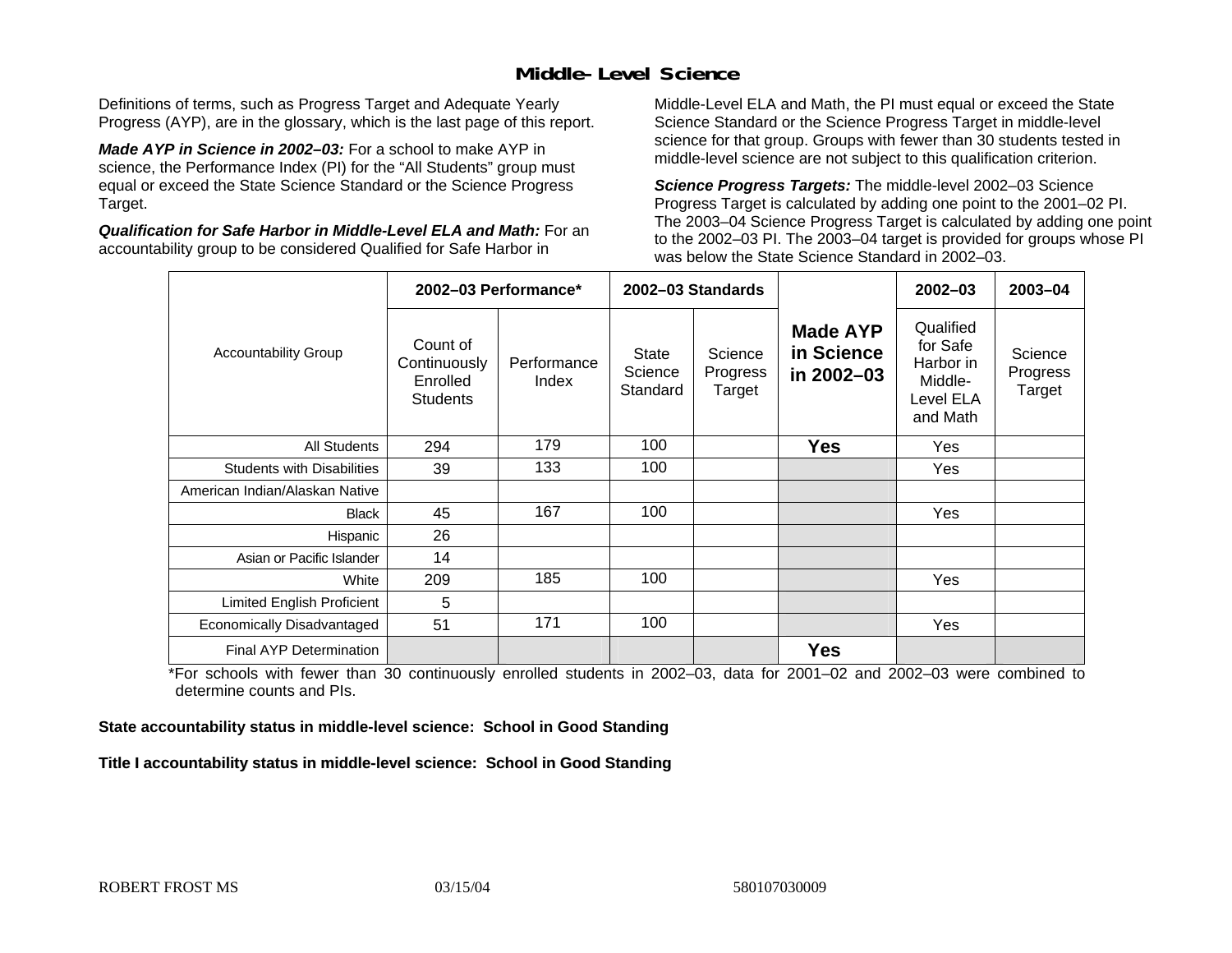## Middle-Level Science

Definitions of terms, such as Progress Target and Adequate Yearly Progress (AYP), are in the glossary, which is the last page of this report.

***Made AYP in Science in 2002–03:*** For a school to make AYP in science, the Performance Index (PI) for the "All Students" group must equal or exceed the State Science Standard or the Science Progress Target.

***Qualification for Safe Harbor in Middle-Level ELA and Math:*** For an accountability group to be considered Qualified for Safe Harbor in Middle-Level ELA and Math, the PI must equal or exceed the State Science Standard or the Science Progress Target in middle-level science for that group. Groups with fewer than 30 students tested in middle-level science are not subject to this qualification criterion.

***Science Progress Targets:*** The middle-level 2002–03 Science Progress Target is calculated by adding one point to the 2001–02 PI. The 2003–04 Science Progress Target is calculated by adding one point to the 2002–03 PI. The 2003–04 target is provided for groups whose PI was below the State Science Standard in 2002–03.

| Accountability Group | 2002–03 Performance* | | 2002–03 Standards | | Made AYP in Science in 2002–03 | 2002–03 | 2003–04 |
|---|---|---|---|---|---|---|---|
| | Count of Continuously Enrolled Students | Performance Index | State Science Standard | Science Progress Target | | Qualified for Safe Harbor in Middle-Level ELA and Math | Science Progress Target |
| All Students | 294 | 179 | 100 | | **Yes** | Yes | |
| Students with Disabilities | 39 | 133 | 100 | | | Yes | |
| American Indian/Alaskan Native | | | | | | | |
| Black | 45 | 167 | 100 | | | Yes | |
| Hispanic | 26 | | | | | | |
| Asian or Pacific Islander | 14 | | | | | | |
| White | 209 | 185 | 100 | | | Yes | |
| Limited English Proficient | 5 | | | | | | |
| Economically Disadvantaged | 51 | 171 | 100 | | | Yes | |
| Final AYP Determination | | | | | **Yes** | | |

*For schools with fewer than 30 continuously enrolled students in 2002–03, data for 2001–02 and 2002–03 were combined to determine counts and PIs.

**State accountability status in middle-level science: School in Good Standing**

**Title I accountability status in middle-level science: School in Good Standing**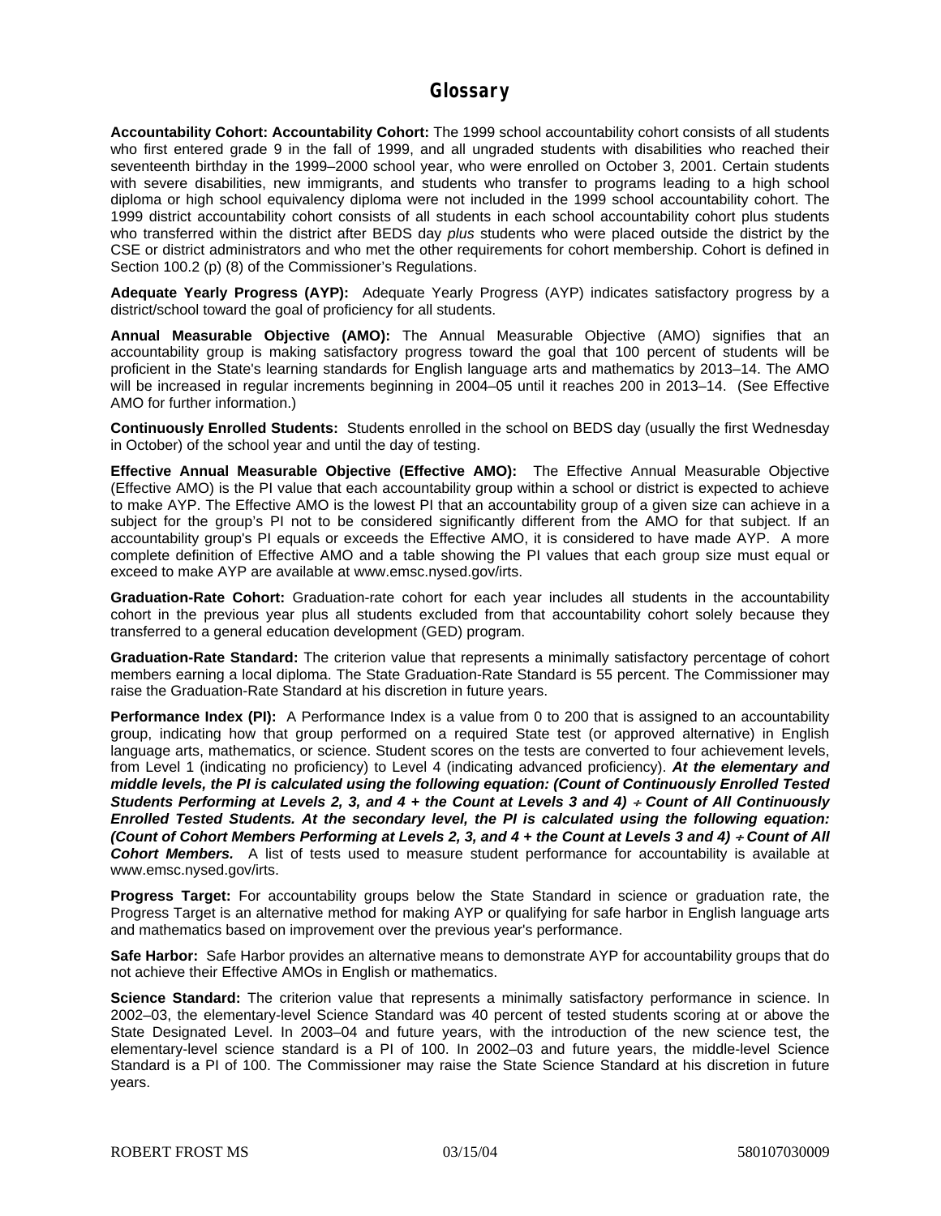# Glossary

**Accountability Cohort: Accountability Cohort:** The 1999 school accountability cohort consists of all students who first entered grade 9 in the fall of 1999, and all ungraded students with disabilities who reached their seventeenth birthday in the 1999–2000 school year, who were enrolled on October 3, 2001. Certain students with severe disabilities, new immigrants, and students who transfer to programs leading to a high school diploma or high school equivalency diploma were not included in the 1999 school accountability cohort. The 1999 district accountability cohort consists of all students in each school accountability cohort plus students who transferred within the district after BEDS day *plus* students who were placed outside the district by the CSE or district administrators and who met the other requirements for cohort membership. Cohort is defined in Section 100.2 (p) (8) of the Commissioner's Regulations.

**Adequate Yearly Progress (AYP):** Adequate Yearly Progress (AYP) indicates satisfactory progress by a district/school toward the goal of proficiency for all students.

**Annual Measurable Objective (AMO):** The Annual Measurable Objective (AMO) signifies that an accountability group is making satisfactory progress toward the goal that 100 percent of students will be proficient in the State's learning standards for English language arts and mathematics by 2013–14. The AMO will be increased in regular increments beginning in 2004–05 until it reaches 200 in 2013–14. (See Effective AMO for further information.)

**Continuously Enrolled Students:** Students enrolled in the school on BEDS day (usually the first Wednesday in October) of the school year and until the day of testing.

**Effective Annual Measurable Objective (Effective AMO):** The Effective Annual Measurable Objective (Effective AMO) is the PI value that each accountability group within a school or district is expected to achieve to make AYP. The Effective AMO is the lowest PI that an accountability group of a given size can achieve in a subject for the group's PI not to be considered significantly different from the AMO for that subject. If an accountability group's PI equals or exceeds the Effective AMO, it is considered to have made AYP. A more complete definition of Effective AMO and a table showing the PI values that each group size must equal or exceed to make AYP are available at www.emsc.nysed.gov/irts.

**Graduation-Rate Cohort:** Graduation-rate cohort for each year includes all students in the accountability cohort in the previous year plus all students excluded from that accountability cohort solely because they transferred to a general education development (GED) program.

**Graduation-Rate Standard:** The criterion value that represents a minimally satisfactory percentage of cohort members earning a local diploma. The State Graduation-Rate Standard is 55 percent. The Commissioner may raise the Graduation-Rate Standard at his discretion in future years.

**Performance Index (PI):** A Performance Index is a value from 0 to 200 that is assigned to an accountability group, indicating how that group performed on a required State test (or approved alternative) in English language arts, mathematics, or science. Student scores on the tests are converted to four achievement levels, from Level 1 (indicating no proficiency) to Level 4 (indicating advanced proficiency). ***At the elementary and middle levels, the PI is calculated using the following equation: (Count of Continuously Enrolled Tested Students Performing at Levels 2, 3, and 4 + the Count at Levels 3 and 4) ÷ Count of All Continuously Enrolled Tested Students. At the secondary level, the PI is calculated using the following equation: (Count of Cohort Members Performing at Levels 2, 3, and 4 + the Count at Levels 3 and 4) ÷ Count of All Cohort Members.*** A list of tests used to measure student performance for accountability is available at www.emsc.nysed.gov/irts.

**Progress Target:** For accountability groups below the State Standard in science or graduation rate, the Progress Target is an alternative method for making AYP or qualifying for safe harbor in English language arts and mathematics based on improvement over the previous year's performance.

**Safe Harbor:** Safe Harbor provides an alternative means to demonstrate AYP for accountability groups that do not achieve their Effective AMOs in English or mathematics.

**Science Standard:** The criterion value that represents a minimally satisfactory performance in science. In 2002–03, the elementary-level Science Standard was 40 percent of tested students scoring at or above the State Designated Level. In 2003–04 and future years, with the introduction of the new science test, the elementary-level science standard is a PI of 100. In 2002–03 and future years, the middle-level Science Standard is a PI of 100. The Commissioner may raise the State Science Standard at his discretion in future years.